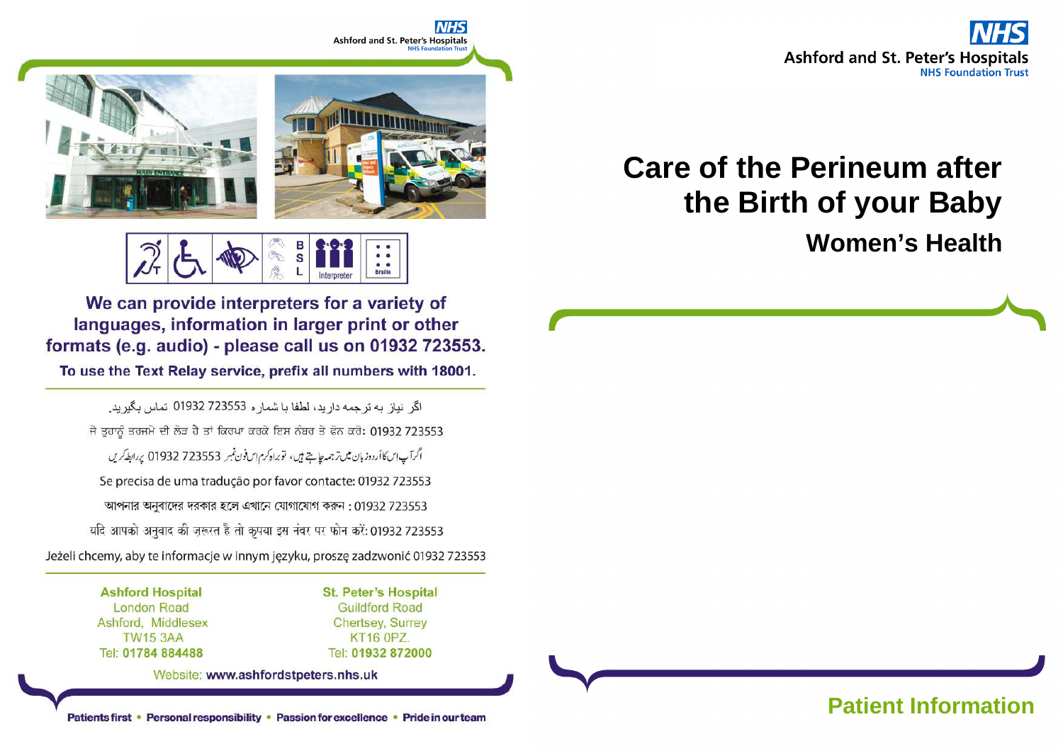Ashford and St. Peter's Hospitals
NHS Foundation Trust

We can provide interpreters for a variety of languages, information in larger print or other formats (e.g. audio) - please call us on 01932 723553.

To use the Text Relay service, prefix all numbers with 18001.

اگر نیاز به ترجمه دارید، لطفا با شماره 01932 723553 تماس بگیرید.

ਜੇ ਤੁਹਾਨੂੰ ਤਰਜਮੇ ਦੀ ਲੋੜ ਹੈ ਤਾਂ ਕਿਰਪਾ ਕਰਕੇ ਇਸ ਨੰਬਰ ਤੇ ਫੋਨ ਕਰੋ: 01932 723553

اگر آپ اس کا اُردو زبان میں ترجمہ چاہتے ہیں، تو براہ کرم اس فون نمبر 01932 723553 پر رابطہ کریں

Se precisa de uma tradução por favor contacte: 01932 723553

আপনার অনুবাদের দরকার হলে এখানে যোগাযোগ করুন : 01932 723553

यदि आपको अनुवाद की ज़रूरत है तो कृपया इस नंबर पर फोन करें: 01932 723553

Jeżeli chcemy, aby te informacje w innym języku, proszę zadzwonić 01932 723553

**Ashford Hospital**
London Road
Ashford, Middlesex
TW15 3AA
Tel: **01784 884488**

**St. Peter's Hospital**
Guildford Road
Chertsey, Surrey
KT16 0PZ.
Tel: **01932 872000**

Website: **www.ashfordstpeters.nhs.uk**

**Patients first • Personal responsibility • Passion for excellence • Pride in our team**

Ashford and St. Peter's Hospitals
NHS Foundation Trust

# Care of the Perineum after the Birth of your Baby

## Women's Health

**Patient Information**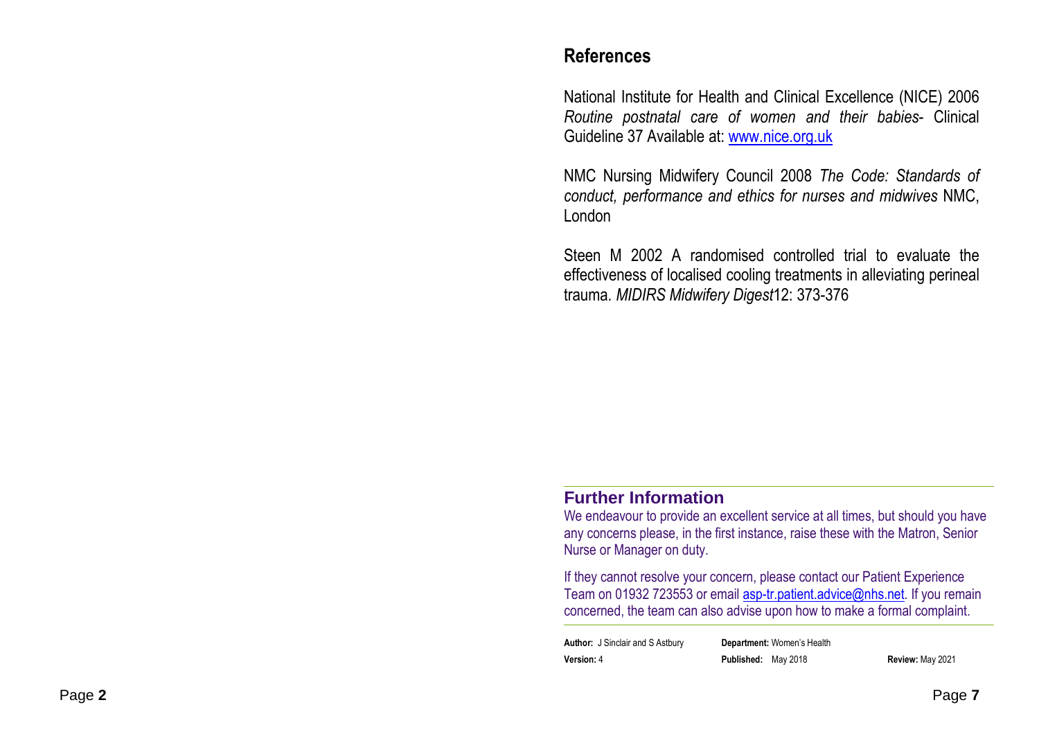## References

National Institute for Health and Clinical Excellence (NICE) 2006 *Routine postnatal care of women and their babies*- Clinical Guideline 37 Available at: [www.nice.org.uk](http://www.nice.org.uk)

NMC Nursing Midwifery Council 2008 *The Code: Standards of conduct, performance and ethics for nurses and midwives* NMC, London

Steen M 2002 A randomised controlled trial to evaluate the effectiveness of localised cooling treatments in alleviating perineal trauma. *MIDIRS Midwifery Digest*12: 373-376

## Further Information

We endeavour to provide an excellent service at all times, but should you have any concerns please, in the first instance, raise these with the Matron, Senior Nurse or Manager on duty.

If they cannot resolve your concern, please contact our Patient Experience Team on 01932 723553 or email [asp-tr.patient.advice@nhs.net](mailto:asp-tr.patient.advice@nhs.net). If you remain concerned, the team can also advise upon how to make a formal complaint.

**Author:** J Sinclair and S Astbury **Department:** Women's Health
**Version:** 4 **Published:** May 2018 **Review:** May 2021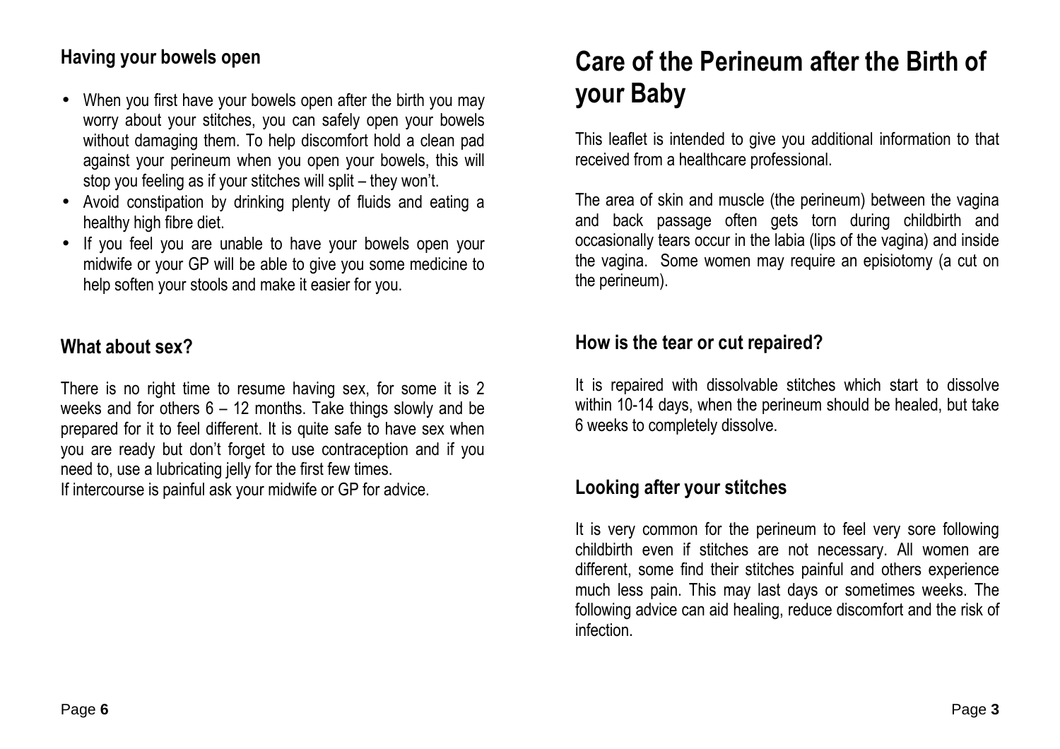### Having your bowels open

- When you first have your bowels open after the birth you may worry about your stitches, you can safely open your bowels without damaging them. To help discomfort hold a clean pad against your perineum when you open your bowels, this will stop you feeling as if your stitches will split – they won't.
- Avoid constipation by drinking plenty of fluids and eating a healthy high fibre diet.
- If you feel you are unable to have your bowels open your midwife or your GP will be able to give you some medicine to help soften your stools and make it easier for you.

### What about sex?

There is no right time to resume having sex, for some it is 2 weeks and for others 6 – 12 months. Take things slowly and be prepared for it to feel different. It is quite safe to have sex when you are ready but don't forget to use contraception and if you need to, use a lubricating jelly for the first few times.
If intercourse is painful ask your midwife or GP for advice.

# Care of the Perineum after the Birth of your Baby

This leaflet is intended to give you additional information to that received from a healthcare professional.

The area of skin and muscle (the perineum) between the vagina and back passage often gets torn during childbirth and occasionally tears occur in the labia (lips of the vagina) and inside the vagina. Some women may require an episiotomy (a cut on the perineum).

### How is the tear or cut repaired?

It is repaired with dissolvable stitches which start to dissolve within 10-14 days, when the perineum should be healed, but take 6 weeks to completely dissolve.

### Looking after your stitches

It is very common for the perineum to feel very sore following childbirth even if stitches are not necessary. All women are different, some find their stitches painful and others experience much less pain. This may last days or sometimes weeks. The following advice can aid healing, reduce discomfort and the risk of infection.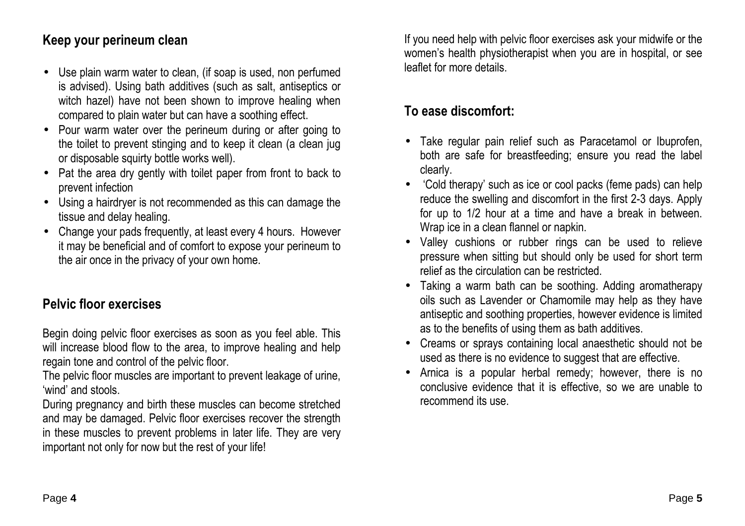## Keep your perineum clean

- Use plain warm water to clean, (if soap is used, non perfumed is advised). Using bath additives (such as salt, antiseptics or witch hazel) have not been shown to improve healing when compared to plain water but can have a soothing effect.
- Pour warm water over the perineum during or after going to the toilet to prevent stinging and to keep it clean (a clean jug or disposable squirty bottle works well).
- Pat the area dry gently with toilet paper from front to back to prevent infection
- Using a hairdryer is not recommended as this can damage the tissue and delay healing.
- Change your pads frequently, at least every 4 hours. However it may be beneficial and of comfort to expose your perineum to the air once in the privacy of your own home.

## Pelvic floor exercises

Begin doing pelvic floor exercises as soon as you feel able. This will increase blood flow to the area, to improve healing and help regain tone and control of the pelvic floor.

The pelvic floor muscles are important to prevent leakage of urine, 'wind' and stools.

During pregnancy and birth these muscles can become stretched and may be damaged. Pelvic floor exercises recover the strength in these muscles to prevent problems in later life. They are very important not only for now but the rest of your life!

If you need help with pelvic floor exercises ask your midwife or the women's health physiotherapist when you are in hospital, or see leaflet for more details.

## To ease discomfort:

- Take regular pain relief such as Paracetamol or Ibuprofen, both are safe for breastfeeding; ensure you read the label clearly.
- 'Cold therapy' such as ice or cool packs (feme pads) can help reduce the swelling and discomfort in the first 2-3 days. Apply for up to 1/2 hour at a time and have a break in between. Wrap ice in a clean flannel or napkin.
- Valley cushions or rubber rings can be used to relieve pressure when sitting but should only be used for short term relief as the circulation can be restricted.
- Taking a warm bath can be soothing. Adding aromatherapy oils such as Lavender or Chamomile may help as they have antiseptic and soothing properties, however evidence is limited as to the benefits of using them as bath additives.
- Creams or sprays containing local anaesthetic should not be used as there is no evidence to suggest that are effective.
- Arnica is a popular herbal remedy; however, there is no conclusive evidence that it is effective, so we are unable to recommend its use.